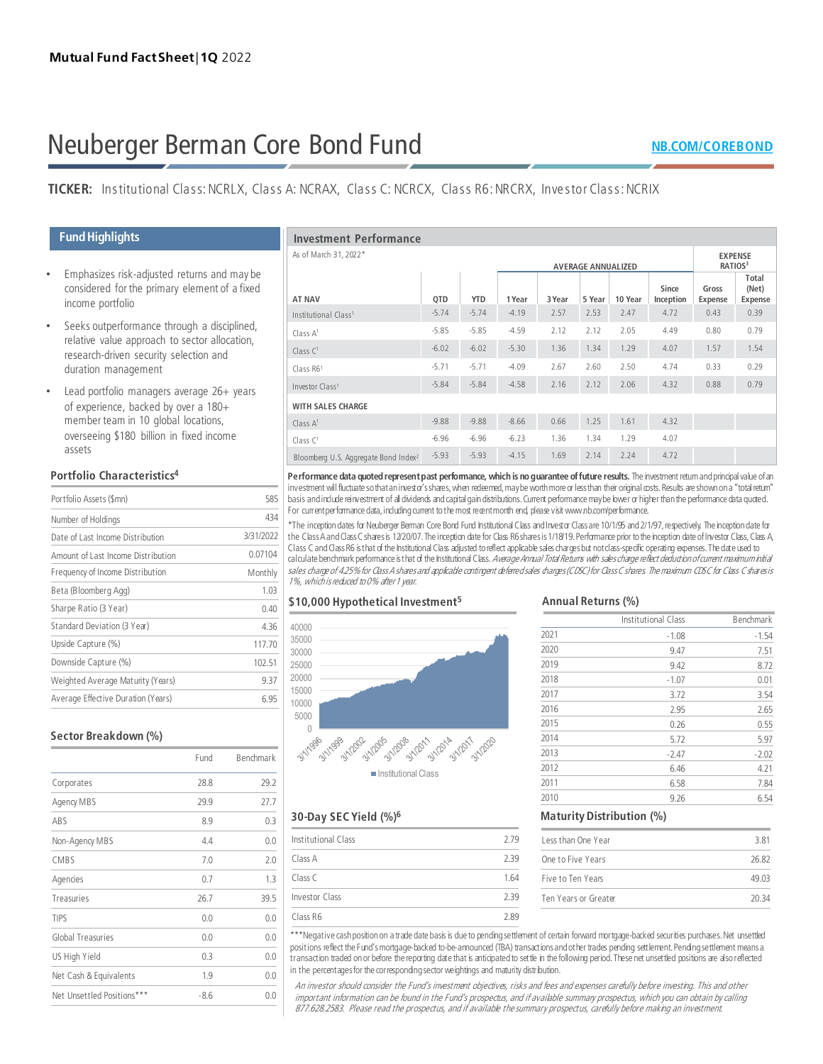Mutual Fund Fact Sheet | 1Q 2022

# Neuberger Berman Core Bond Fund

NB.COM/COREBOND

**TICKER:** Institutional Class: NCRLX, Class A: NCRAX, Class C: NCRCX, Class R6: NRCRX, Investor Class: NCRIX

## Fund Highlights

- Emphasizes risk-adjusted returns and may be considered for the primary element of a fixed income portfolio
- Seeks outperformance through a disciplined, relative value approach to sector allocation, research-driven security selection and duration management
- Lead portfolio managers average 26+ years of experience, backed by over a 180+ member team in 10 global locations, overseeing $180 billion in fixed income assets

## Investment Performance

As of March 31, 2022*

| AT NAV | QTD | YTD | AVERAGE ANNUALIZED 1 Year | 3 Year | 5 Year | 10 Year | Since Inception | EXPENSE RATIOS[3] Gross Expense | Total (Net) Expense |
|---|---|---|---|---|---|---|---|---|---|
| Institutional Class[1] | -5.74 | -5.74 | -4.19 | 2.57 | 2.53 | 2.47 | 4.72 | 0.43 | 0.39 |
| Class A[1] | -5.85 | -5.85 | -4.59 | 2.12 | 2.12 | 2.05 | 4.49 | 0.80 | 0.79 |
| Class C[1] | -6.02 | -6.02 | -5.30 | 1.36 | 1.34 | 1.29 | 4.07 | 1.57 | 1.54 |
| Class R6[1] | -5.71 | -5.71 | -4.09 | 2.67 | 2.60 | 2.50 | 4.74 | 0.33 | 0.29 |
| Investor Class[1] | -5.84 | -5.84 | -4.58 | 2.16 | 2.12 | 2.06 | 4.32 | 0.88 | 0.79 |
| **WITH SALES CHARGE** | | | | | | | | | |
| Class A[1] | -9.88 | -9.88 | -8.66 | 0.66 | 1.25 | 1.61 | 4.32 | | |
| Class C[1] | -6.96 | -6.96 | -6.23 | 1.36 | 1.34 | 1.29 | 4.07 | | |
| Bloomberg U.S. Aggregate Bond Index[2] | -5.93 | -5.93 | -4.15 | 1.69 | 2.14 | 2.24 | 4.72 | | |

**Performance data quoted represent past performance, which is no guarantee of future results.** The investment return and principal value of an investment will fluctuate so that an investor's shares, when redeemed, may be worth more or less than their original costs. Results are shown on a "total return" basis and include reinvestment of all dividends and capital gain distributions. Current performance may be lower or higher than the performance data quoted. For current performance data, including current to the most recent month end, please visit www.nb.com/performance.

*The inception dates for Neuberger Berman Core Bond Fund Institutional Class and Investor Class are 10/1/95 and 2/1/97, respectively. The inception date for the Class A and Class C shares is 12/20/07. The inception date for Class R6 shares is 1/18/19. Performance prior to the inception date of Investor Class, Class A, Class C and Class R6 is that of the Institutional Class adjusted to reflect applicable sales charges but not class-specific operating expenses. The date used to calculate benchmark performance is that of the Institutional Class. *Average Annual Total Returns with sales charge reflect deduction of current maximum initial sales charge of 4.25% for Class A shares and applicable contingent deferred sales charges (CDSC) for Class C shares. The maximum CDSC for Class C shares is 1%, which is reduced to 0% after 1 year.*

## Portfolio Characteristics[4]

| | |
|---|---|
| Portfolio Assets ($mn) | 585 |
| Number of Holdings | 434 |
| Date of Last Income Distribution | 3/31/2022 |
| Amount of Last Income Distribution | 0.07104 |
| Frequency of Income Distribution | Monthly |
| Beta (Bloomberg Agg) | 1.03 |
| Sharpe Ratio (3 Year) | 0.40 |
| Standard Deviation (3 Year) | 4.36 |
| Upside Capture (%) | 117.70 |
| Downside Capture (%) | 102.51 |
| Weighted Average Maturity (Years) | 9.37 |
| Average Effective Duration (Years) | 6.95 |

## Sector Breakdown (%)

| | Fund | Benchmark |
|---|---|---|
| Corporates | 28.8 | 29.2 |
| Agency MBS | 29.9 | 27.7 |
| ABS | 8.9 | 0.3 |
| Non-Agency MBS | 4.4 | 0.0 |
| CMBS | 7.0 | 2.0 |
| Agencies | 0.7 | 1.3 |
| Treasuries | 26.7 | 39.5 |
| TIPS | 0.0 | 0.0 |
| Global Treasuries | 0.0 | 0.0 |
| US High Yield | 0.3 | 0.0 |
| Net Cash & Equivalents | 1.9 | 0.0 |
| Net Unsettled Positions*** | -8.6 | 0.0 |

## $10,000 Hypothetical Investment[5]

## Annual Returns (%)

| | Institutional Class | Benchmark |
|---|---|---|
| 2021 | -1.08 | -1.54 |
| 2020 | 9.47 | 7.51 |
| 2019 | 9.42 | 8.72 |
| 2018 | -1.07 | 0.01 |
| 2017 | 3.72 | 3.54 |
| 2016 | 2.95 | 2.65 |
| 2015 | 0.26 | 0.55 |
| 2014 | 5.72 | 5.97 |
| 2013 | -2.47 | -2.02 |
| 2012 | 6.46 | 4.21 |
| 2011 | 6.58 | 7.84 |
| 2010 | 9.26 | 6.54 |

## 30-Day SEC Yield (%)[6]

| | |
|---|---|
| Institutional Class | 2.79 |
| Class A | 2.39 |
| Class C | 1.64 |
| Investor Class | 2.39 |
| Class R6 | 2.89 |

## Maturity Distribution (%)

| | |
|---|---|
| Less than One Year | 3.81 |
| One to Five Years | 26.82 |
| Five to Ten Years | 49.03 |
| Ten Years or Greater | 20.34 |

***Negative cash position on a trade date basis is due to pending settlement of certain forward mortgage-backed securities purchases. Net unsettled positions reflect the Fund's mortgage-backed to-be-announced (TBA) transactions and other trades pending settlement. Pending settlement means a transaction traded on or before the reporting date that is anticipated to settle in the following period. These net unsettled positions are also reflected in the percentages for the corresponding sector weightings and maturity distribution.

*An investor should consider the Fund's investment objectives, risks and fees and expenses carefully before investing. This and other important information can be found in the Fund's prospectus, and if available summary prospectus, which you can obtain by calling 877.628.2583. Please read the prospectus, and if available the summary prospectus, carefully before making an investment.*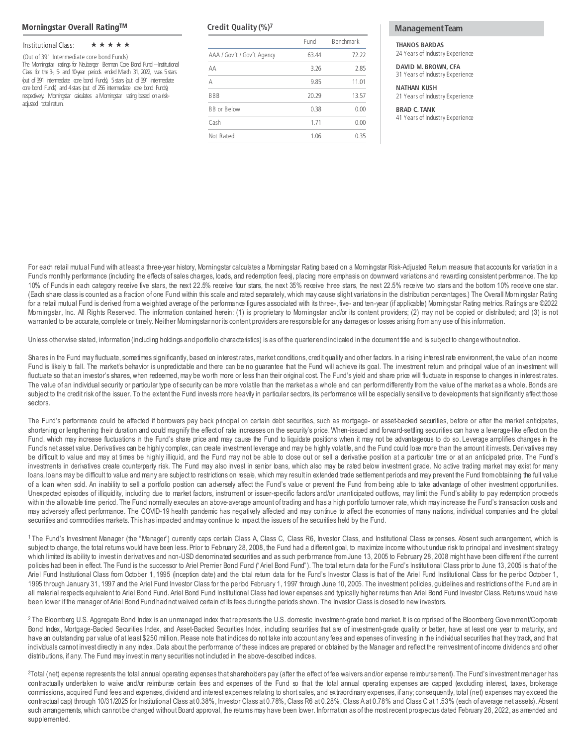## Morningstar Overall Rating™

Institutional Class: ★★★★★

(Out of 391 Intermediate core bond Funds)

The Morningstar ratings for Neuberger Berman Core Bond Fund – Institutional Class for the 3-, 5- and 10-year periods ended March 31, 2022, was 5 stars (out of 391 intermediate core bond Funds), 5 stars (out of 391 intermediate core bond Funds) and 4 stars (out of 256 intermediate core bond Funds), respectively. Morningstar calculates a Morningstar rating based on a risk-adjusted total return.

## Credit Quality (%)[7]

| | Fund | Benchmark |
|---|---|---|
| AAA / Gov't / Gov't Agency | 63.44 | 72.22 |
| AA | 3.26 | 2.85 |
| A | 9.85 | 11.01 |
| BBB | 20.29 | 13.57 |
| BB or Below | 0.38 | 0.00 |
| Cash | 1.71 | 0.00 |
| Not Rated | 1.06 | 0.35 |

## Management Team

**THANOS BARDAS**
24 Years of Industry Experience

**DAVID M. BROWN, CFA**
31 Years of Industry Experience

**NATHAN KUSH**
21 Years of Industry Experience

**BRAD C. TANK**
41 Years of Industry Experience

For each retail mutual Fund with at least a three-year history, Morningstar calculates a Morningstar Rating based on a Morningstar Risk-Adjusted Return measure that accounts for variation in a Fund's monthly performance (including the effects of sales charges, loads, and redemption fees), placing more emphasis on downward variations and rewarding consistent performance. The top 10% of Funds in each category receive five stars, the next 22.5% receive four stars, the next 35% receive three stars, the next 22.5% receive two stars and the bottom 10% receive one star. (Each share class is counted as a fraction of one Fund within this scale and rated separately, which may cause slight variations in the distribution percentages.) The Overall Morningstar Rating for a retail mutual Fund is derived from a weighted average of the performance figures associated with its three-, five- and ten-year (if applicable) Morningstar Rating metrics. Ratings are ©2022 Morningstar, Inc. All Rights Reserved. The information contained herein: (1) is proprietary to Morningstar and/or its content providers; (2) may not be copied or distributed; and (3) is not warranted to be accurate, complete or timely. Neither Morningstar nor its content providers are responsible for any damages or losses arising from any use of this information.

Unless otherwise stated, information (including holdings and portfolio characteristics) is as of the quarter end indicated in the document title and is subject to change without notice.

Shares in the Fund may fluctuate, sometimes significantly, based on interest rates, market conditions, credit quality and other factors. In a rising interest rate environment, the value of an income Fund is likely to fall. The market's behavior is unpredictable and there can be no guarantee that the Fund will achieve its goal. The investment return and principal value of an investment will fluctuate so that an investor's shares, when redeemed, may be worth more or less than their original cost. The Fund's yield and share price will fluctuate in response to changes in interest rates. The value of an individual security or particular type of security can be more volatile than the market as a whole and can perform differently from the value of the market as a whole. Bonds are subject to the credit risk of the issuer. To the extent the Fund invests more heavily in particular sectors, its performance will be especially sensitive to developments that significantly affect those sectors.

The Fund's performance could be affected if borrowers pay back principal on certain debt securities, such as mortgage- or asset-backed securities, before or after the market anticipates, shortening or lengthening their duration and could magnify the effect of rate increases on the security's price. When-issued and forward-settling securities can have a leverage-like effect on the Fund, which may increase fluctuations in the Fund's share price and may cause the Fund to liquidate positions when it may not be advantageous to do so. Leverage amplifies changes in the Fund's net asset value. Derivatives can be highly complex, can create investment leverage and may be highly volatile, and the Fund could lose more than the amount it invests. Derivatives may be difficult to value and may at times be highly illiquid, and the Fund may not be able to close out or sell a derivative position at a particular time or at an anticipated price. The Fund's investments in derivatives create counterparty risk. The Fund may also invest in senior loans, which also may be rated below investment grade. No active trading market may exist for many loans, loans may be difficult to value and many are subject to restrictions on resale, which may result in extended trade settlement periods and may prevent the Fund from obtaining the full value of a loan when sold. An inability to sell a portfolio position can adversely affect the Fund's value or prevent the Fund from being able to take advantage of other investment opportunities. Unexpected episodes of illiquidity, including due to market factors, instrument or issuer-specific factors and/or unanticipated outflows, may limit the Fund's ability to pay redemption proceeds within the allowable time period. The Fund normally executes an above-average amount of trading and has a high portfolio turnover rate, which may increase the Fund's transaction costs and may adversely affect performance. The COVID-19 health pandemic has negatively affected and may continue to affect the economies of many nations, individual companies and the global securities and commodities markets. This has impacted and may continue to impact the issuers of the securities held by the Fund.

[1] The Fund's Investment Manager (the "Manager") currently caps certain Class A, Class C, Class R6, Investor Class, and Institutional Class expenses. Absent such arrangement, which is subject to change, the total returns would have been less. Prior to February 28, 2008, the Fund had a different goal, to maximize income without undue risk to principal and investment strategy which limited its ability to invest in derivatives and non-USD denominated securities and as such performance from June 13, 2005 to February 28, 2008 might have been different if the current policies had been in effect. The Fund is the successor to Ariel Premier Bond Fund ("Ariel Bond Fund"). The total return data for the Fund's Institutional Class prior to June 13, 2005 is that of the Ariel Fund Institutional Class from October 1, 1995 (inception date) and the total return data for the Fund's Investor Class is that of the Ariel Fund Institutional Class for the period October 1, 1995 through January 31, 1997 and the Ariel Fund Investor Class for the period February 1, 1997 through June 10, 2005. The investment policies, guidelines and restrictions of the Fund are in all material respects equivalent to Ariel Bond Fund. Ariel Bond Fund Institutional Class had lower expenses and typically higher returns than Ariel Bond Fund Investor Class. Returns would have been lower if the manager of Ariel Bond Fund had not waived certain of its fees during the periods shown. The Investor Class is closed to new investors.

[2] The Bloomberg U.S. Aggregate Bond Index is an unmanaged index that represents the U.S. domestic investment-grade bond market. It is comprised of the Bloomberg Government/Corporate Bond Index, Mortgage-Backed Securities Index, and Asset-Backed Securities Index, including securities that are of investment-grade quality or better, have at least one year to maturity, and have an outstanding par value of at least $250 million. Please note that indices do not take into account any fees and expenses of investing in the individual securities that they track, and that individuals cannot invest directly in any index. Data about the performance of these indices are prepared or obtained by the Manager and reflect the reinvestment of income dividends and other distributions, if any. The Fund may invest in many securities not included in the above-described indices.

[3] Total (net) expense represents the total annual operating expenses that shareholders pay (after the effect of fee waivers and/or expense reimbursement). The Fund's investment manager has contractually undertaken to waive and/or reimburse certain fees and expenses of the Fund so that the total annual operating expenses are capped (excluding interest, taxes, brokerage commissions, acquired Fund fees and expenses, dividend and interest expenses relating to short sales, and extraordinary expenses, if any; consequently, total (net) expenses may exceed the contractual cap) through 10/31/2025 for Institutional Class at 0.38%, Investor Class at 0.78%, Class R6 at 0.28%, Class A at 0.78% and Class C at 1.53% (each of average net assets). Absent such arrangements, which cannot be changed without Board approval, the returns may have been lower. Information as of the most recent prospectus dated February 28, 2022, as amended and supplemented.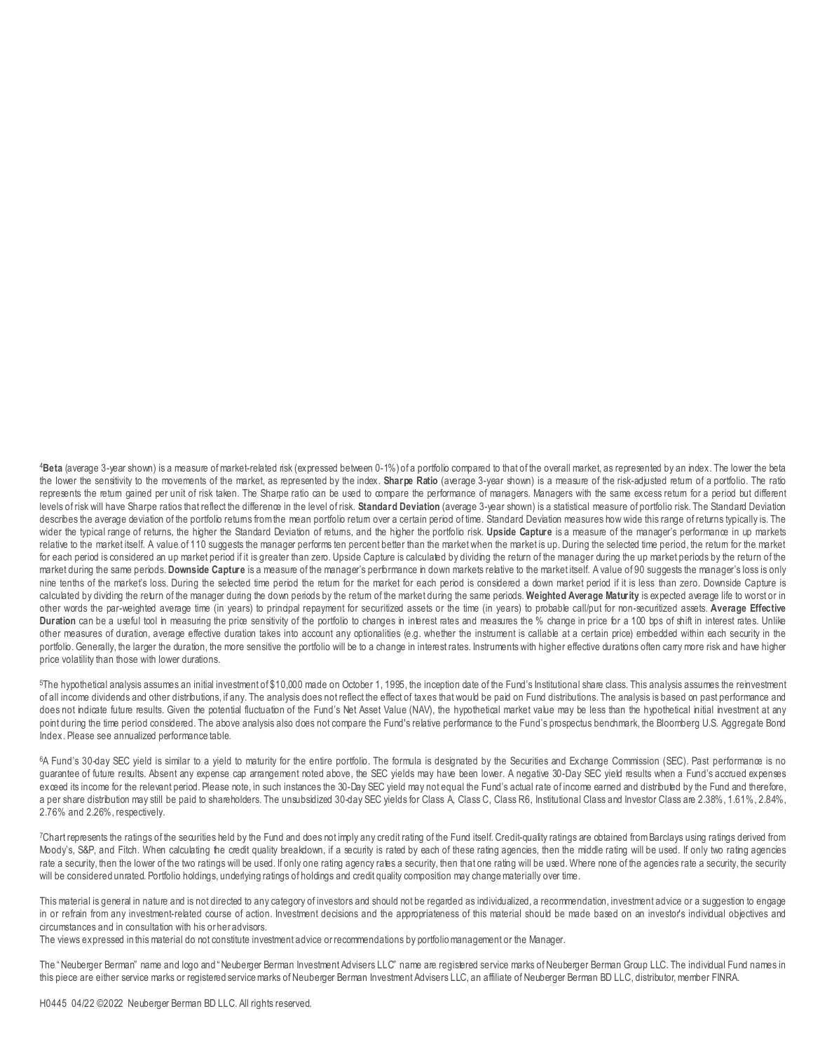[4]**Beta** (average 3-year shown) is a measure of market-related risk (expressed between 0-1%) of a portfolio compared to that of the overall market, as represented by an index. The lower the beta the lower the sensitivity to the movements of the market, as represented by the index. **Sharpe Ratio** (average 3-year shown) is a measure of the risk-adjusted return of a portfolio. The ratio represents the return gained per unit of risk taken. The Sharpe ratio can be used to compare the performance of managers. Managers with the same excess return for a period but different levels of risk will have Sharpe ratios that reflect the difference in the level of risk. **Standard Deviation** (average 3-year shown) is a statistical measure of portfolio risk. The Standard Deviation describes the average deviation of the portfolio returns from the mean portfolio return over a certain period of time. Standard Deviation measures how wide this range of returns typically is. The wider the typical range of returns, the higher the Standard Deviation of returns, and the higher the portfolio risk. **Upside Capture** is a measure of the manager's performance in up markets relative to the market itself. A value of 110 suggests the manager performs ten percent better than the market when the market is up. During the selected time period, the return for the market for each period is considered an up market period if it is greater than zero. Upside Capture is calculated by dividing the return of the manager during the up market periods by the return of the market during the same periods. **Downside Capture** is a measure of the manager's performance in down markets relative to the market itself. A value of 90 suggests the manager's loss is only nine tenths of the market's loss. During the selected time period the return for the market for each period is considered a down market period if it is less than zero. Downside Capture is calculated by dividing the return of the manager during the down periods by the return of the market during the same periods. **Weighted Average Maturity** is expected average life to worst or in other words the par-weighted average time (in years) to principal repayment for securitized assets or the time (in years) to probable call/put for non-securitized assets. **Average Effective Duration** can be a useful tool in measuring the price sensitivity of the portfolio to changes in interest rates and measures the % change in price for a 100 bps of shift in interest rates. Unlike other measures of duration, average effective duration takes into account any optionalities (e.g. whether the instrument is callable at a certain price) embedded within each security in the portfolio. Generally, the larger the duration, the more sensitive the portfolio will be to a change in interest rates. Instruments with higher effective durations often carry more risk and have higher price volatility than those with lower durations.

[5]The hypothetical analysis assumes an initial investment of $10,000 made on October 1, 1995, the inception date of the Fund's Institutional share class. This analysis assumes the reinvestment of all income dividends and other distributions, if any. The analysis does not reflect the effect of taxes that would be paid on Fund distributions. The analysis is based on past performance and does not indicate future results. Given the potential fluctuation of the Fund's Net Asset Value (NAV), the hypothetical market value may be less than the hypothetical initial investment at any point during the time period considered. The above analysis also does not compare the Fund's relative performance to the Fund's prospectus benchmark, the Bloomberg U.S. Aggregate Bond Index. Please see annualized performance table.

[6]A Fund's 30-day SEC yield is similar to a yield to maturity for the entire portfolio. The formula is designated by the Securities and Exchange Commission (SEC). Past performance is no guarantee of future results. Absent any expense cap arrangement noted above, the SEC yields may have been lower. A negative 30-Day SEC yield results when a Fund's accrued expenses exceed its income for the relevant period. Please note, in such instances the 30-Day SEC yield may not equal the Fund's actual rate of income earned and distributed by the Fund and therefore, a per share distribution may still be paid to shareholders. The unsubsidized 30-day SEC yields for Class A, Class C, Class R6, Institutional Class and Investor Class are 2.38%, 1.61%, 2.84%, 2.76% and 2.26%, respectively.

[7]Chart represents the ratings of the securities held by the Fund and does not imply any credit rating of the Fund itself. Credit-quality ratings are obtained from Barclays using ratings derived from Moody's, S&P, and Fitch. When calculating the credit quality breakdown, if a security is rated by each of these rating agencies, then the middle rating will be used. If only two rating agencies rate a security, then the lower of the two ratings will be used. If only one rating agency rates a security, then that one rating will be used. Where none of the agencies rate a security, the security will be considered unrated. Portfolio holdings, underlying ratings of holdings and credit quality composition may change materially over time.

This material is general in nature and is not directed to any category of investors and should not be regarded as individualized, a recommendation, investment advice or a suggestion to engage in or refrain from any investment-related course of action. Investment decisions and the appropriateness of this material should be made based on an investor's individual objectives and circumstances and in consultation with his or her advisors.
The views expressed in this material do not constitute investment advice or recommendations by portfolio management or the Manager.

The "Neuberger Berman" name and logo and "Neuberger Berman Investment Advisers LLC" name are registered service marks of Neuberger Berman Group LLC. The individual Fund names in this piece are either service marks or registered service marks of Neuberger Berman Investment Advisers LLC, an affiliate of Neuberger Berman BD LLC, distributor, member FINRA.

H0445 04/22 ©2022 Neuberger Berman BD LLC. All rights reserved.